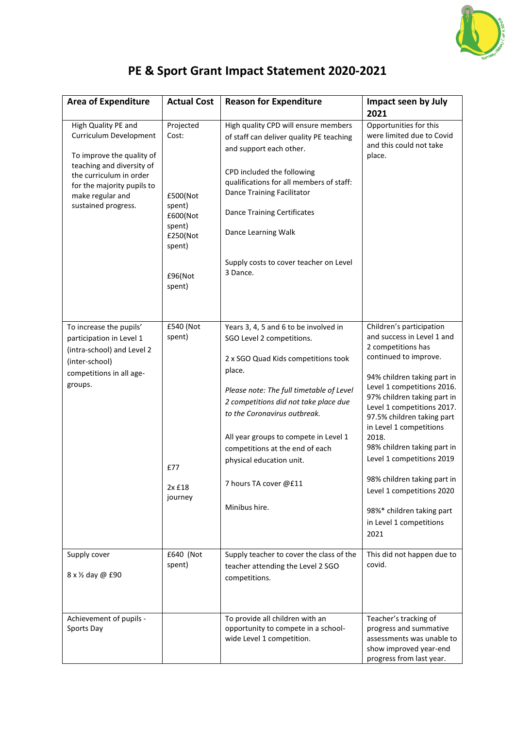# PE & Sport Grant Impact Statement 2020-2021

| Area of Expenditure | Actual Cost | Reason for Expenditure | Impact seen by July 2021 |
|---|---|---|---|
| High Quality PE and Curriculum Development<br><br>To improve the quality of teaching and diversity of the curriculum in order for the majority pupils to make regular and sustained progress. | Projected Cost:<br><br>£500(Not spent)<br>£600(Not spent)<br>£250(Not spent)<br><br>£96(Not spent) | High quality CPD will ensure members of staff can deliver quality PE teaching and support each other.<br><br>CPD included the following qualifications for all members of staff:<br>Dance Training Facilitator<br><br>Dance Training Certificates<br><br>Dance Learning Walk<br><br>Supply costs to cover teacher on Level 3 Dance. | Opportunities for this were limited due to Covid and this could not take place. |
| To increase the pupils' participation in Level 1 (intra-school) and Level 2 (inter-school) competitions in all age-groups. | £540 (Not spent)<br><br>£77<br><br>2x £18 journey | Years 3, 4, 5 and 6 to be involved in SGO Level 2 competitions.<br><br>2 x SGO Quad Kids competitions took place.<br><br>*Please note: The full timetable of Level 2 competitions did not take place due to the Coronavirus outbreak.*<br><br>All year groups to compete in Level 1 competitions at the end of each physical education unit.<br><br>7 hours TA cover @£11<br><br>Minibus hire. | Children's participation and success in Level 1 and 2 competitions has continued to improve.<br><br>94% children taking part in Level 1 competitions 2016.<br>97% children taking part in Level 1 competitions 2017.<br>97.5% children taking part in Level 1 competitions 2018.<br>98% children taking part in Level 1 competitions 2019<br><br>98% children taking part in Level 1 competitions 2020<br><br>98%* children taking part in Level 1 competitions 2021 |
| Supply cover<br><br>8 x ½ day @ £90 | £640 (Not spent) | Supply teacher to cover the class of the teacher attending the Level 2 SGO competitions. | This did not happen due to covid. |
| Achievement of pupils - Sports Day | | To provide all children with an opportunity to compete in a school-wide Level 1 competition. | Teacher's tracking of progress and summative assessments was unable to show improved year-end progress from last year. |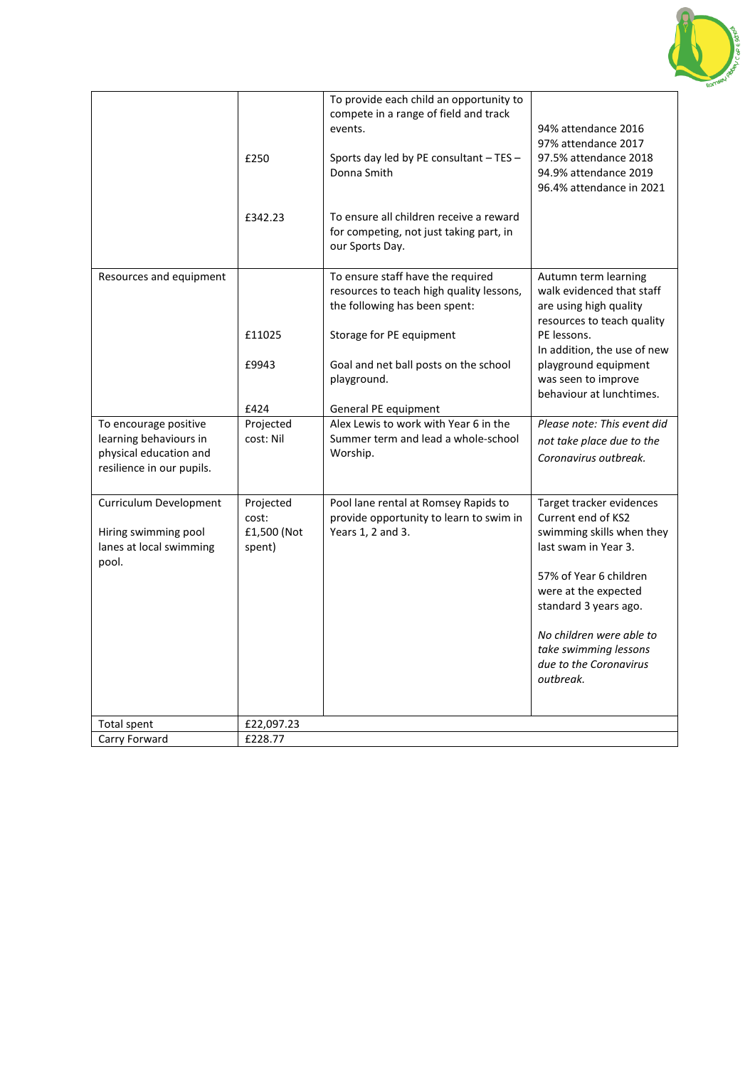| | | | |
|---|---|---|---|
| | £250<br><br>£342.23 | To provide each child an opportunity to compete in a range of field and track events.<br><br>Sports day led by PE consultant – TES – Donna Smith<br><br>To ensure all children receive a reward for competing, not just taking part, in our Sports Day. | 94% attendance 2016<br>97% attendance 2017<br>97.5% attendance 2018<br>94.9% attendance 2019<br>96.4% attendance in 2021 |
| Resources and equipment | £11025<br><br>£9943<br><br>£424 | To ensure staff have the required resources to teach high quality lessons, the following has been spent:<br><br>Storage for PE equipment<br><br>Goal and net ball posts on the school playground.<br><br>General PE equipment | Autumn term learning walk evidenced that staff are using high quality resources to teach quality PE lessons.<br>In addition, the use of new playground equipment was seen to improve behaviour at lunchtimes. |
| To encourage positive learning behaviours in physical education and resilience in our pupils. | Projected cost: Nil | Alex Lewis to work with Year 6 in the Summer term and lead a whole-school Worship. | *Please note: This event did not take place due to the Coronavirus outbreak.* |
| Curriculum Development<br><br>Hiring swimming pool lanes at local swimming pool. | Projected cost: £1,500 (Not spent) | Pool lane rental at Romsey Rapids to provide opportunity to learn to swim in Years 1, 2 and 3. | Target tracker evidences Current end of KS2 swimming skills when they last swam in Year 3.<br><br>57% of Year 6 children were at the expected standard 3 years ago.<br><br>*No children were able to take swimming lessons due to the Coronavirus outbreak.* |
| Total spent | £22,097.23 | | |
| Carry Forward | £228.77 | | |